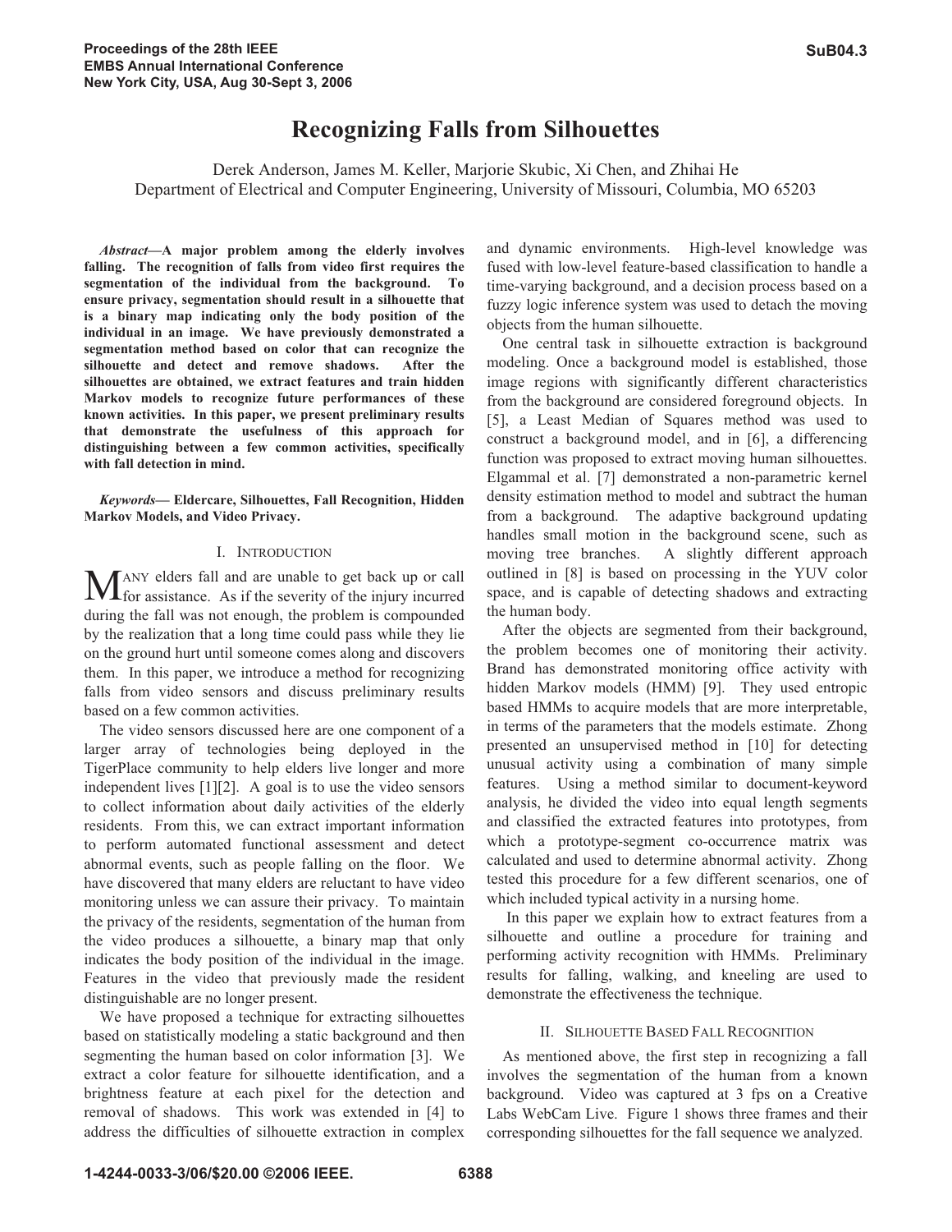# Recognizing Falls from Silhouettes

Derek Anderson, James M. Keller, Marjorie Skubic, Xi Chen, and Zhihai He
Department of Electrical and Computer Engineering, University of Missouri, Columbia, MO 65203

***Abstract*—A major problem among the elderly involves falling. The recognition of falls from video first requires the segmentation of the individual from the background. To ensure privacy, segmentation should result in a silhouette that is a binary map indicating only the body position of the individual in an image. We have previously demonstrated a segmentation method based on color that can recognize the silhouette and detect and remove shadows. After the silhouettes are obtained, we extract features and train hidden Markov models to recognize future performances of these known activities. In this paper, we present preliminary results that demonstrate the usefulness of this approach for distinguishing between a few common activities, specifically with fall detection in mind.**

***Keywords*— Eldercare, Silhouettes, Fall Recognition, Hidden Markov Models, and Video Privacy.**

## I. Introduction

Many elders fall and are unable to get back up or call for assistance. As if the severity of the injury incurred during the fall was not enough, the problem is compounded by the realization that a long time could pass while they lie on the ground hurt until someone comes along and discovers them. In this paper, we introduce a method for recognizing falls from video sensors and discuss preliminary results based on a few common activities.

The video sensors discussed here are one component of a larger array of technologies being deployed in the TigerPlace community to help elders live longer and more independent lives [1][2]. A goal is to use the video sensors to collect information about daily activities of the elderly residents. From this, we can extract important information to perform automated functional assessment and detect abnormal events, such as people falling on the floor. We have discovered that many elders are reluctant to have video monitoring unless we can assure their privacy. To maintain the privacy of the residents, segmentation of the human from the video produces a silhouette, a binary map that only indicates the body position of the individual in the image. Features in the video that previously made the resident distinguishable are no longer present.

We have proposed a technique for extracting silhouettes based on statistically modeling a static background and then segmenting the human based on color information [3]. We extract a color feature for silhouette identification, and a brightness feature at each pixel for the detection and removal of shadows. This work was extended in [4] to address the difficulties of silhouette extraction in complex and dynamic environments. High-level knowledge was fused with low-level feature-based classification to handle a time-varying background, and a decision process based on a fuzzy logic inference system was used to detach the moving objects from the human silhouette.

One central task in silhouette extraction is background modeling. Once a background model is established, those image regions with significantly different characteristics from the background are considered foreground objects. In [5], a Least Median of Squares method was used to construct a background model, and in [6], a differencing function was proposed to extract moving human silhouettes. Elgammal et al. [7] demonstrated a non-parametric kernel density estimation method to model and subtract the human from a background. The adaptive background updating handles small motion in the background scene, such as moving tree branches. A slightly different approach outlined in [8] is based on processing in the YUV color space, and is capable of detecting shadows and extracting the human body.

After the objects are segmented from their background, the problem becomes one of monitoring their activity. Brand has demonstrated monitoring office activity with hidden Markov models (HMM) [9]. They used entropic based HMMs to acquire models that are more interpretable, in terms of the parameters that the models estimate. Zhong presented an unsupervised method in [10] for detecting unusual activity using a combination of many simple features. Using a method similar to document-keyword analysis, he divided the video into equal length segments and classified the extracted features into prototypes, from which a prototype-segment co-occurrence matrix was calculated and used to determine abnormal activity. Zhong tested this procedure for a few different scenarios, one of which included typical activity in a nursing home.

In this paper we explain how to extract features from a silhouette and outline a procedure for training and performing activity recognition with HMMs. Preliminary results for falling, walking, and kneeling are used to demonstrate the effectiveness the technique.

## II. Silhouette Based Fall Recognition

As mentioned above, the first step in recognizing a fall involves the segmentation of the human from a known background. Video was captured at 3 fps on a Creative Labs WebCam Live. Figure 1 shows three frames and their corresponding silhouettes for the fall sequence we analyzed.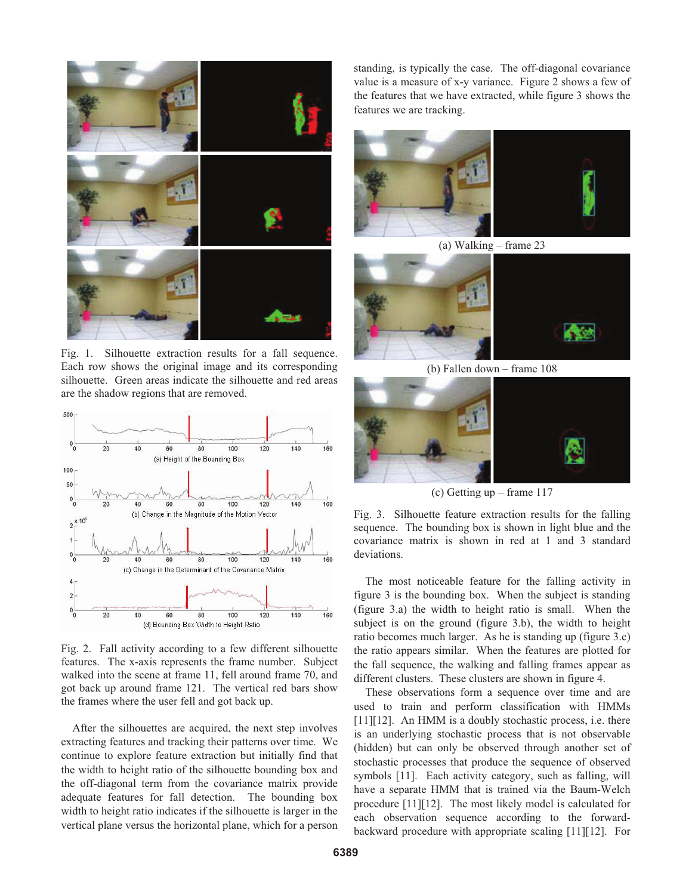Fig. 1. Silhouette extraction results for a fall sequence. Each row shows the original image and its corresponding silhouette. Green areas indicate the silhouette and red areas are the shadow regions that are removed.

Fig. 2. Fall activity according to a few different silhouette features. The x-axis represents the frame number. Subject walked into the scene at frame 11, fell around frame 70, and got back up around frame 121. The vertical red bars show the frames where the user fell and got back up.

After the silhouettes are acquired, the next step involves extracting features and tracking their patterns over time. We continue to explore feature extraction but initially find that the width to height ratio of the silhouette bounding box and the off-diagonal term from the covariance matrix provide adequate features for fall detection. The bounding box width to height ratio indicates if the silhouette is larger in the vertical plane versus the horizontal plane, which for a person standing, is typically the case. The off-diagonal covariance value is a measure of x-y variance. Figure 2 shows a few of the features that we have extracted, while figure 3 shows the features we are tracking.

(a) Walking – frame 23

(b) Fallen down – frame 108

(c) Getting up – frame 117

Fig. 3. Silhouette feature extraction results for the falling sequence. The bounding box is shown in light blue and the covariance matrix is shown in red at 1 and 3 standard deviations.

The most noticeable feature for the falling activity in figure 3 is the bounding box. When the subject is standing (figure 3.a) the width to height ratio is small. When the subject is on the ground (figure 3.b), the width to height ratio becomes much larger. As he is standing up (figure 3.c) the ratio appears similar. When the features are plotted for the fall sequence, the walking and falling frames appear as different clusters. These clusters are shown in figure 4.

These observations form a sequence over time and are used to train and perform classification with HMMs [11][12]. An HMM is a doubly stochastic process, i.e. there is an underlying stochastic process that is not observable (hidden) but can only be observed through another set of stochastic processes that produce the sequence of observed symbols [11]. Each activity category, such as falling, will have a separate HMM that is trained via the Baum-Welch procedure [11][12]. The most likely model is calculated for each observation sequence according to the forward-backward procedure with appropriate scaling [11][12]. For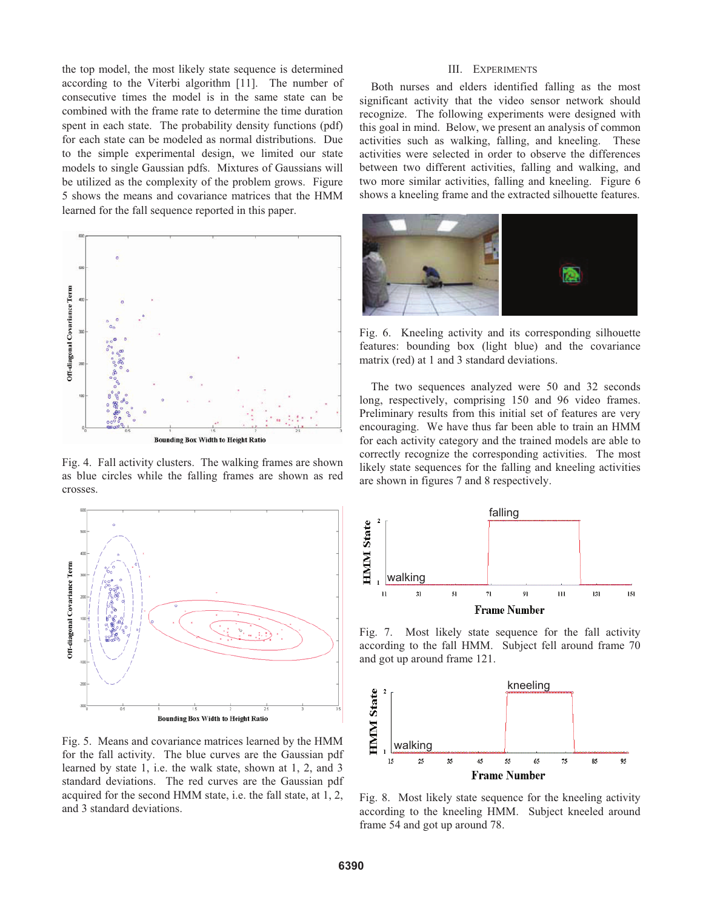the top model, the most likely state sequence is determined according to the Viterbi algorithm [11]. The number of consecutive times the model is in the same state can be combined with the frame rate to determine the time duration spent in each state. The probability density functions (pdf) for each state can be modeled as normal distributions. Due to the simple experimental design, we limited our state models to single Gaussian pdfs. Mixtures of Gaussians will be utilized as the complexity of the problem grows. Figure 5 shows the means and covariance matrices that the HMM learned for the fall sequence reported in this paper.

Fig. 4. Fall activity clusters. The walking frames are shown as blue circles while the falling frames are shown as red crosses.

Fig. 5. Means and covariance matrices learned by the HMM for the fall activity. The blue curves are the Gaussian pdf learned by state 1, i.e. the walk state, shown at 1, 2, and 3 standard deviations. The red curves are the Gaussian pdf acquired for the second HMM state, i.e. the fall state, at 1, 2, and 3 standard deviations.

## III. Experiments

Both nurses and elders identified falling as the most significant activity that the video sensor network should recognize. The following experiments were designed with this goal in mind. Below, we present an analysis of common activities such as walking, falling, and kneeling. These activities were selected in order to observe the differences between two different activities, falling and walking, and two more similar activities, falling and kneeling. Figure 6 shows a kneeling frame and the extracted silhouette features.

Fig. 6. Kneeling activity and its corresponding silhouette features: bounding box (light blue) and the covariance matrix (red) at 1 and 3 standard deviations.

The two sequences analyzed were 50 and 32 seconds long, respectively, comprising 150 and 96 video frames. Preliminary results from this initial set of features are very encouraging. We have thus far been able to train an HMM for each activity category and the trained models are able to correctly recognize the corresponding activities. The most likely state sequences for the falling and kneeling activities are shown in figures 7 and 8 respectively.

Fig. 7. Most likely state sequence for the fall activity according to the fall HMM. Subject fell around frame 70 and got up around frame 121.

Fig. 8. Most likely state sequence for the kneeling activity according to the kneeling HMM. Subject kneeled around frame 54 and got up around 78.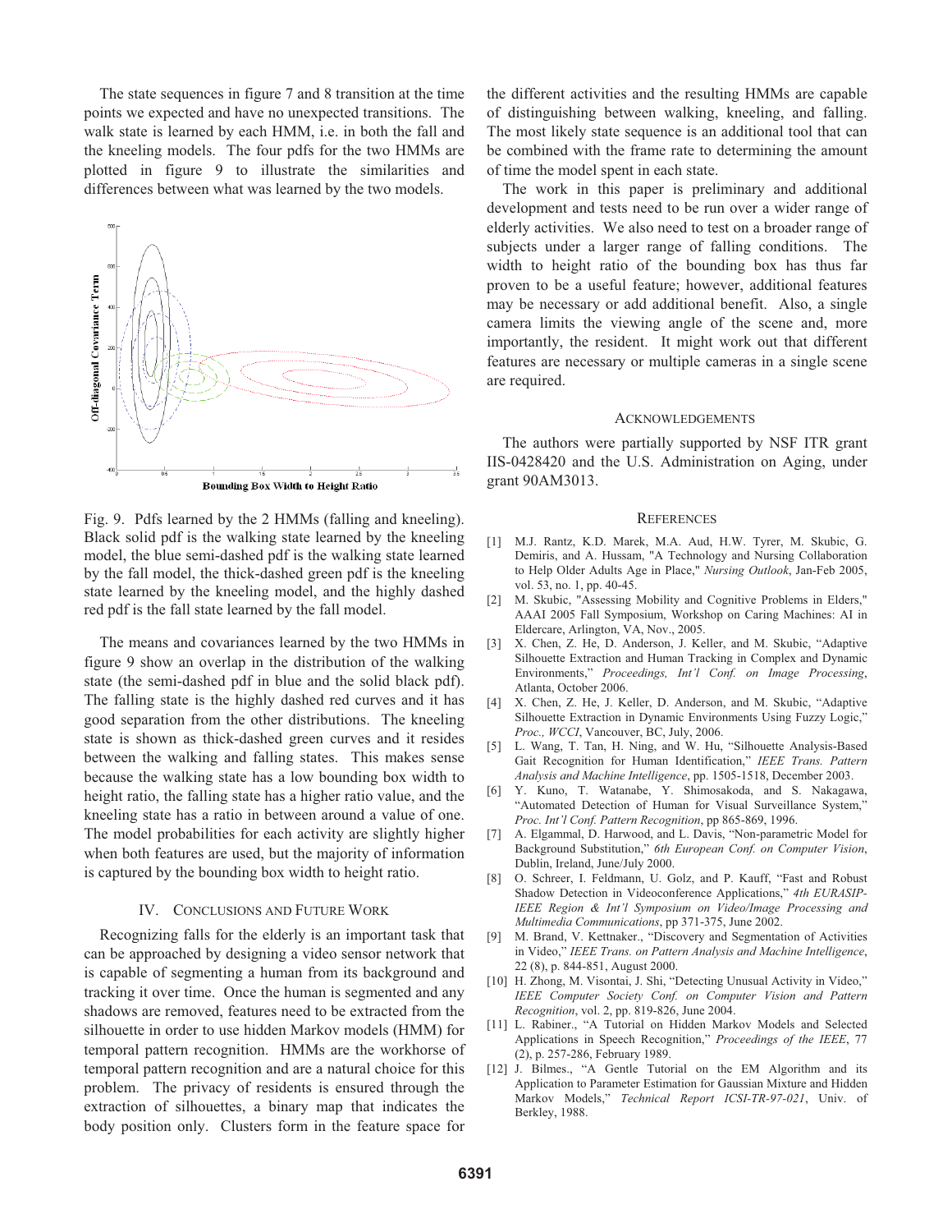The state sequences in figure 7 and 8 transition at the time points we expected and have no unexpected transitions. The walk state is learned by each HMM, i.e. in both the fall and the kneeling models. The four pdfs for the two HMMs are plotted in figure 9 to illustrate the similarities and differences between what was learned by the two models.

Off-diagonal Covariance Term

Bounding Box Width to Height Ratio

800
600
400
200
0
-200
-400

0
0.5
1
1.5
2
2.5
3
3.5

Fig. 9. Pdfs learned by the 2 HMMs (falling and kneeling). Black solid pdf is the walking state learned by the kneeling model, the blue semi-dashed pdf is the walking state learned by the fall model, the thick-dashed green pdf is the kneeling state learned by the kneeling model, and the highly dashed red pdf is the fall state learned by the fall model.

The means and covariances learned by the two HMMs in figure 9 show an overlap in the distribution of the walking state (the semi-dashed pdf in blue and the solid black pdf). The falling state is the highly dashed red curves and it has good separation from the other distributions. The kneeling state is shown as thick-dashed green curves and it resides between the walking and falling states. This makes sense because the walking state has a low bounding box width to height ratio, the falling state has a higher ratio value, and the kneeling state has a ratio in between around a value of one. The model probabilities for each activity are slightly higher when both features are used, but the majority of information is captured by the bounding box width to height ratio.

## IV. Conclusions and Future Work

Recognizing falls for the elderly is an important task that can be approached by designing a video sensor network that is capable of segmenting a human from its background and tracking it over time. Once the human is segmented and any shadows are removed, features need to be extracted from the silhouette in order to use hidden Markov models (HMM) for temporal pattern recognition. HMMs are the workhorse of temporal pattern recognition and are a natural choice for this problem. The privacy of residents is ensured through the extraction of silhouettes, a binary map that indicates the body position only. Clusters form in the feature space for the different activities and the resulting HMMs are capable of distinguishing between walking, kneeling, and falling. The most likely state sequence is an additional tool that can be combined with the frame rate to determining the amount of time the model spent in each state.

The work in this paper is preliminary and additional development and tests need to be run over a wider range of elderly activities. We also need to test on a broader range of subjects under a larger range of falling conditions. The width to height ratio of the bounding box has thus far proven to be a useful feature; however, additional features may be necessary or add additional benefit. Also, a single camera limits the viewing angle of the scene and, more importantly, the resident. It might work out that different features are necessary or multiple cameras in a single scene are required.

## Acknowledgements

The authors were partially supported by NSF ITR grant IIS-0428420 and the U.S. Administration on Aging, under grant 90AM3013.

## References

[1] M.J. Rantz, K.D. Marek, M.A. Aud, H.W. Tyrer, M. Skubic, G. Demiris, and A. Hussam, "A Technology and Nursing Collaboration to Help Older Adults Age in Place," *Nursing Outlook*, Jan-Feb 2005, vol. 53, no. 1, pp. 40-45.

[2] M. Skubic, "Assessing Mobility and Cognitive Problems in Elders," AAAI 2005 Fall Symposium, Workshop on Caring Machines: AI in Eldercare, Arlington, VA, Nov., 2005.

[3] X. Chen, Z. He, D. Anderson, J. Keller, and M. Skubic, "Adaptive Silhouette Extraction and Human Tracking in Complex and Dynamic Environments," *Proceedings, Int'l Conf. on Image Processing*, Atlanta, October 2006.

[4] X. Chen, Z. He, J. Keller, D. Anderson, and M. Skubic, "Adaptive Silhouette Extraction in Dynamic Environments Using Fuzzy Logic," *Proc., WCCI*, Vancouver, BC, July, 2006.

[5] L. Wang, T. Tan, H. Ning, and W. Hu, "Silhouette Analysis-Based Gait Recognition for Human Identification," *IEEE Trans. Pattern Analysis and Machine Intelligence*, pp. 1505-1518, December 2003.

[6] Y. Kuno, T. Watanabe, Y. Shimosakoda, and S. Nakagawa, "Automated Detection of Human for Visual Surveillance System," *Proc. Int'l Conf. Pattern Recognition*, pp 865-869, 1996.

[7] A. Elgammal, D. Harwood, and L. Davis, "Non-parametric Model for Background Substitution," *6th European Conf. on Computer Vision*, Dublin, Ireland, June/July 2000.

[8] O. Schreer, I. Feldmann, U. Golz, and P. Kauff, "Fast and Robust Shadow Detection in Videoconference Applications," *4th EURASIP-IEEE Region & Int'l Symposium on Video/Image Processing and Multimedia Communications*, pp 371-375, June 2002.

[9] M. Brand, V. Kettnaker., "Discovery and Segmentation of Activities in Video," *IEEE Trans. on Pattern Analysis and Machine Intelligence*, 22 (8), p. 844-851, August 2000.

[10] H. Zhong, M. Visontai, J. Shi, "Detecting Unusual Activity in Video," *IEEE Computer Society Conf. on Computer Vision and Pattern Recognition*, vol. 2, pp. 819-826, June 2004.

[11] L. Rabiner., "A Tutorial on Hidden Markov Models and Selected Applications in Speech Recognition," *Proceedings of the IEEE*, 77 (2), p. 257-286, February 1989.

[12] J. Bilmes., "A Gentle Tutorial on the EM Algorithm and its Application to Parameter Estimation for Gaussian Mixture and Hidden Markov Models," *Technical Report ICSI-TR-97-021*, Univ. of Berkley, 1988.